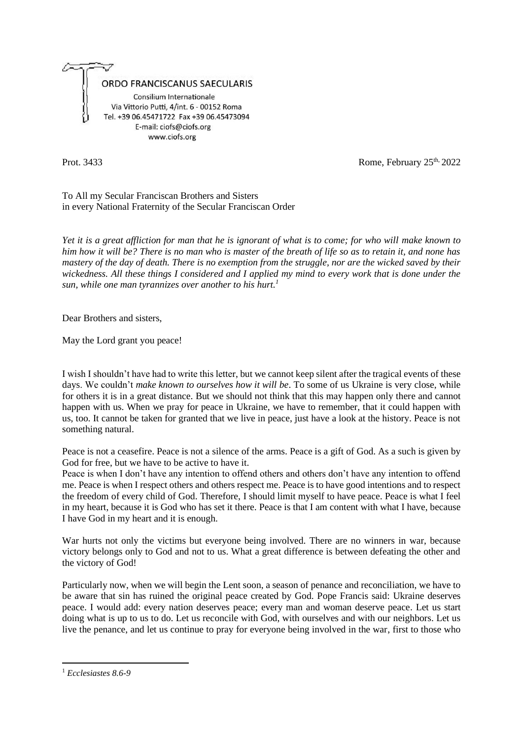ORDO FRANCISCANUS SAECULARIS

Consilium Internationale
Via Vittorio Putti, 4/int. 6 - 00152 Roma
Tel. +39 06.45471722 Fax +39 06.45473094
E-mail: ciofs@ciofs.org
www.ciofs.org

Prot. 3433

Rome, February 25th, 2022

To All my Secular Franciscan Brothers and Sisters
in every National Fraternity of the Secular Franciscan Order

*Yet it is a great affliction for man that he is ignorant of what is to come; for who will make known to him how it will be? There is no man who is master of the breath of life so as to retain it, and none has mastery of the day of death. There is no exemption from the struggle, nor are the wicked saved by their wickedness. All these things I considered and I applied my mind to every work that is done under the sun, while one man tyrannizes over another to his hurt.*[1]

Dear Brothers and sisters,

May the Lord grant you peace!

I wish I shouldn't have had to write this letter, but we cannot keep silent after the tragical events of these days. We couldn't *make known to ourselves how it will be*. To some of us Ukraine is very close, while for others it is in a great distance. But we should not think that this may happen only there and cannot happen with us. When we pray for peace in Ukraine, we have to remember, that it could happen with us, too. It cannot be taken for granted that we live in peace, just have a look at the history. Peace is not something natural.

Peace is not a ceasefire. Peace is not a silence of the arms. Peace is a gift of God. As a such is given by God for free, but we have to be active to have it.

Peace is when I don't have any intention to offend others and others don't have any intention to offend me. Peace is when I respect others and others respect me. Peace is to have good intentions and to respect the freedom of every child of God. Therefore, I should limit myself to have peace. Peace is what I feel in my heart, because it is God who has set it there. Peace is that I am content with what I have, because I have God in my heart and it is enough.

War hurts not only the victims but everyone being involved. There are no winners in war, because victory belongs only to God and not to us. What a great difference is between defeating the other and the victory of God!

Particularly now, when we will begin the Lent soon, a season of penance and reconciliation, we have to be aware that sin has ruined the original peace created by God. Pope Francis said: Ukraine deserves peace. I would add: every nation deserves peace; every man and woman deserve peace. Let us start doing what is up to us to do. Let us reconcile with God, with ourselves and with our neighbors. Let us live the penance, and let us continue to pray for everyone being involved in the war, first to those who

[1] *Ecclesiastes 8.6-9*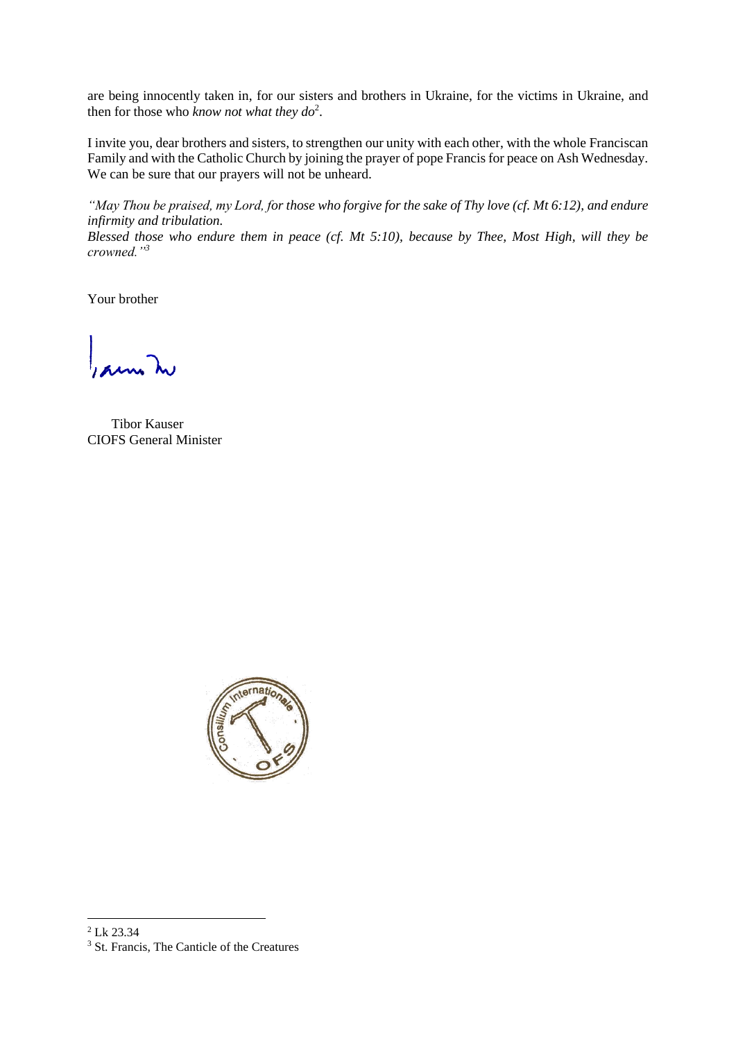are being innocently taken in, for our sisters and brothers in Ukraine, for the victims in Ukraine, and then for those who *know not what they do*[2].

I invite you, dear brothers and sisters, to strengthen our unity with each other, with the whole Franciscan Family and with the Catholic Church by joining the prayer of pope Francis for peace on Ash Wednesday. We can be sure that our prayers will not be unheard.

*"May Thou be praised, my Lord, for those who forgive for the sake of Thy love (cf. Mt 6:12), and endure infirmity and tribulation.*
*Blessed those who endure them in peace (cf. Mt 5:10), because by Thee, Most High, will they be crowned."*[3]

Your brother

Tibor Kauser
CIOFS General Minister

---

[2] Lk 23.34

[3] St. Francis, The Canticle of the Creatures